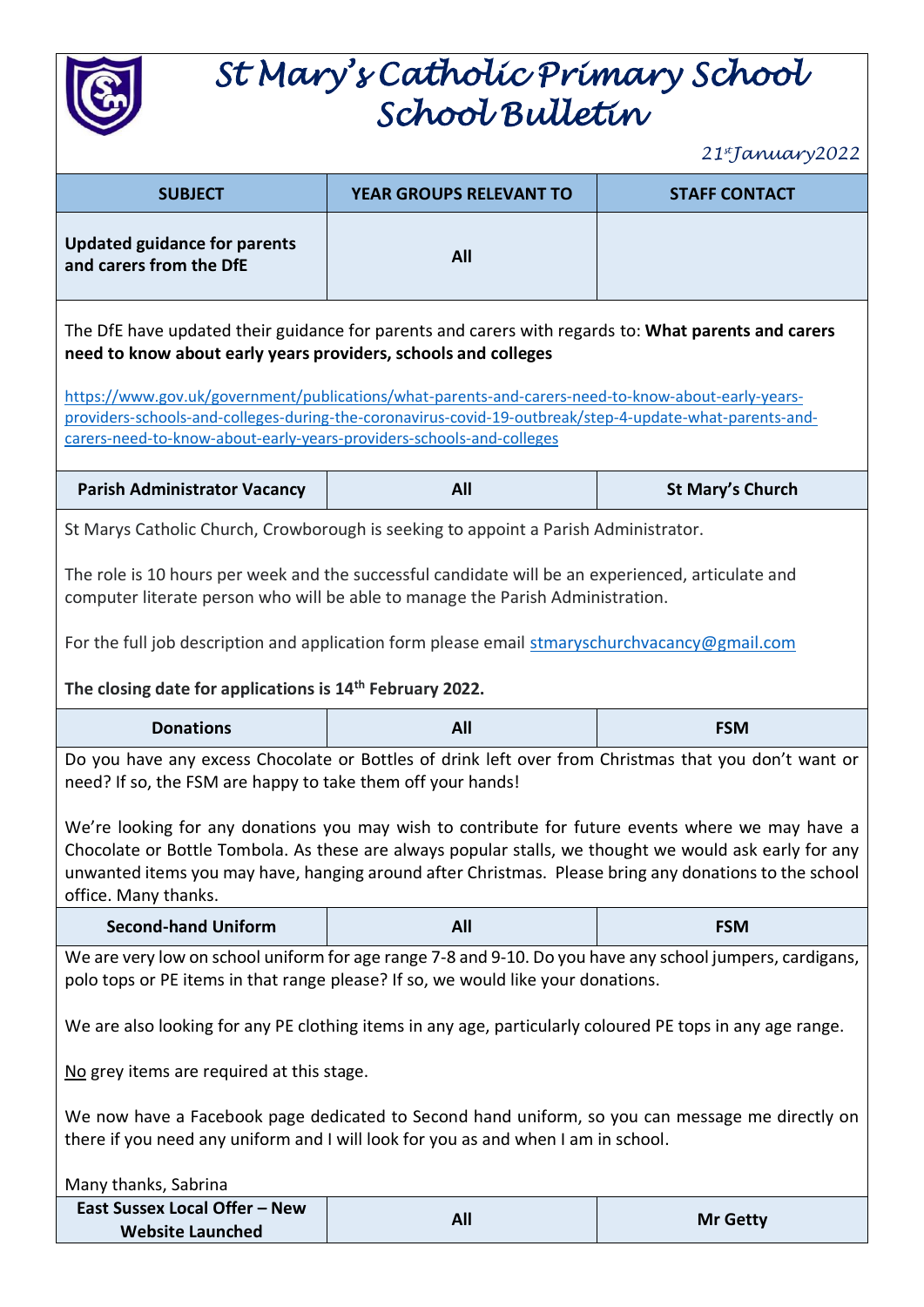# St Mary's Catholic Primary School
# School Bulletin

*21st January 2022*

| SUBJECT | YEAR GROUPS RELEVANT TO | STAFF CONTACT |
|---|---|---|
| **Updated guidance for parents and carers from the DfE** | **All** | |

The DfE have updated their guidance for parents and carers with regards to: **What parents and carers need to know about early years providers, schools and colleges**

https://www.gov.uk/government/publications/what-parents-and-carers-need-to-know-about-early-years-providers-schools-and-colleges-during-the-coronavirus-covid-19-outbreak/step-4-update-what-parents-and-carers-need-to-know-about-early-years-providers-schools-and-colleges

| SUBJECT | YEAR GROUPS RELEVANT TO | STAFF CONTACT |
|---|---|---|
| **Parish Administrator Vacancy** | **All** | **St Mary's Church** |

St Marys Catholic Church, Crowborough is seeking to appoint a Parish Administrator.

The role is 10 hours per week and the successful candidate will be an experienced, articulate and computer literate person who will be able to manage the Parish Administration.

For the full job description and application form please email stmaryschurchvacancy@gmail.com

**The closing date for applications is 14th February 2022.**

| SUBJECT | YEAR GROUPS RELEVANT TO | STAFF CONTACT |
|---|---|---|
| **Donations** | **All** | **FSM** |

Do you have any excess Chocolate or Bottles of drink left over from Christmas that you don't want or need? If so, the FSM are happy to take them off your hands!

We're looking for any donations you may wish to contribute for future events where we may have a Chocolate or Bottle Tombola. As these are always popular stalls, we thought we would ask early for any unwanted items you may have, hanging around after Christmas. Please bring any donations to the school office. Many thanks.

| SUBJECT | YEAR GROUPS RELEVANT TO | STAFF CONTACT |
|---|---|---|
| **Second-hand Uniform** | **All** | **FSM** |

We are very low on school uniform for age range 7-8 and 9-10. Do you have any school jumpers, cardigans, polo tops or PE items in that range please? If so, we would like your donations.

We are also looking for any PE clothing items in any age, particularly coloured PE tops in any age range.

No grey items are required at this stage.

We now have a Facebook page dedicated to Second hand uniform, so you can message me directly on there if you need any uniform and I will look for you as and when I am in school.

Many thanks, Sabrina

| SUBJECT | YEAR GROUPS RELEVANT TO | STAFF CONTACT |
|---|---|---|
| **East Sussex Local Offer – New Website Launched** | **All** | **Mr Getty** |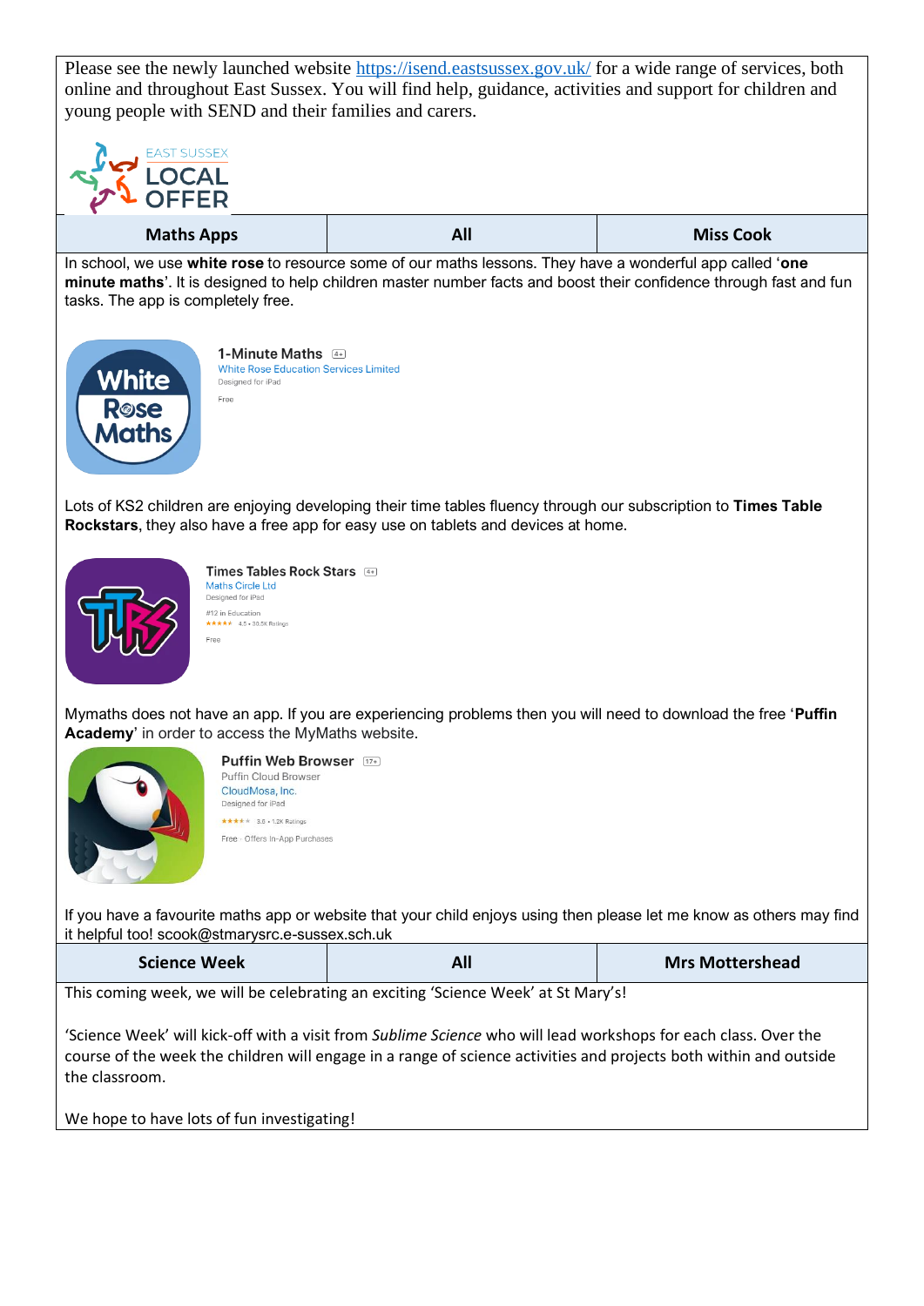Please see the newly launched website https://isend.eastsussex.gov.uk/ for a wide range of services, both online and throughout East Sussex. You will find help, guidance, activities and support for children and young people with SEND and their families and carers.

EAST SUSSEX LOCAL OFFER

| Maths Apps | All | Miss Cook |
| --- | --- | --- |

In school, we use **white rose** to resource some of our maths lessons. They have a wonderful app called '**one minute maths**'. It is designed to help children master number facts and boost their confidence through fast and fun tasks. The app is completely free.

1-Minute Maths 4+
White Rose Education Services Limited
Designed for iPad
Free

Lots of KS2 children are enjoying developing their time tables fluency through our subscription to **Times Table Rockstars**, they also have a free app for easy use on tablets and devices at home.

Times Tables Rock Stars 4+
Maths Circle Ltd
Designed for iPad
#12 in Education
4.5 • 30.5K Ratings
Free

Mymaths does not have an app. If you are experiencing problems then you will need to download the free '**Puffin Academy**' in order to access the MyMaths website.

Puffin Web Browser 17+
Puffin Cloud Browser
CloudMosa, Inc.
Designed for iPad
3.6 • 1.2K Ratings
Free · Offers In-App Purchases

If you have a favourite maths app or website that your child enjoys using then please let me know as others may find it helpful too! scook@stmarysrc.e-sussex.sch.uk

| Science Week | All | Mrs Mottershead |
| --- | --- | --- |

This coming week, we will be celebrating an exciting 'Science Week' at St Mary's!

'Science Week' will kick-off with a visit from *Sublime Science* who will lead workshops for each class. Over the course of the week the children will engage in a range of science activities and projects both within and outside the classroom.

We hope to have lots of fun investigating!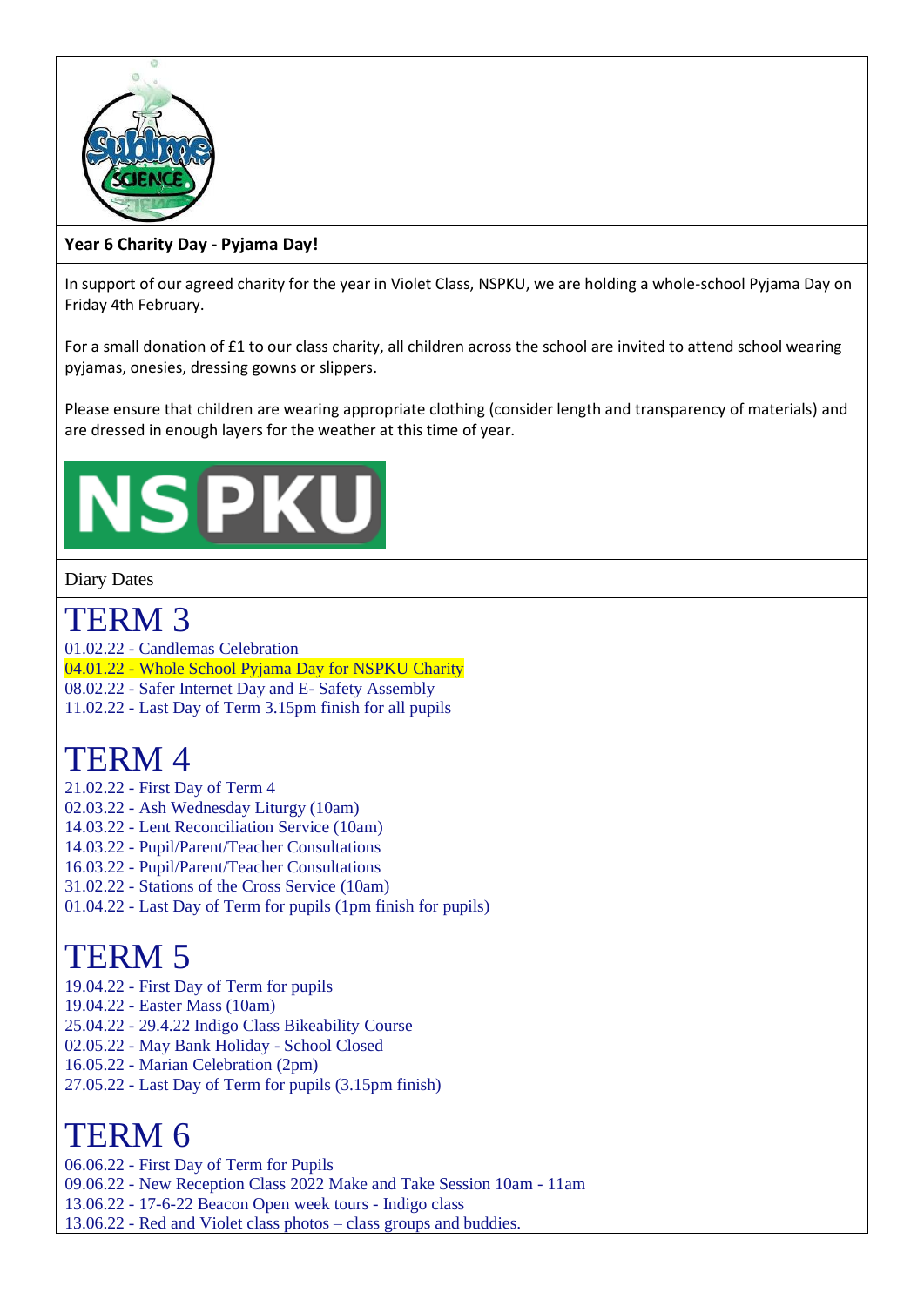**Year 6 Charity Day - Pyjama Day!**

In support of our agreed charity for the year in Violet Class, NSPKU, we are holding a whole-school Pyjama Day on Friday 4th February.

For a small donation of £1 to our class charity, all children across the school are invited to attend school wearing pyjamas, onesies, dressing gowns or slippers.

Please ensure that children are wearing appropriate clothing (consider length and transparency of materials) and are dressed in enough layers for the weather at this time of year.

Diary Dates

# TERM 3

01.02.22 - Candlemas Celebration
04.01.22 - Whole School Pyjama Day for NSPKU Charity
08.02.22 - Safer Internet Day and E- Safety Assembly
11.02.22 - Last Day of Term 3.15pm finish for all pupils

# TERM 4

21.02.22 - First Day of Term 4
02.03.22 - Ash Wednesday Liturgy (10am)
14.03.22 - Lent Reconciliation Service (10am)
14.03.22 - Pupil/Parent/Teacher Consultations
16.03.22 - Pupil/Parent/Teacher Consultations
31.02.22 - Stations of the Cross Service (10am)
01.04.22 - Last Day of Term for pupils (1pm finish for pupils)

# TERM 5

19.04.22 - First Day of Term for pupils
19.04.22 - Easter Mass (10am)
25.04.22 - 29.4.22 Indigo Class Bikeability Course
02.05.22 - May Bank Holiday - School Closed
16.05.22 - Marian Celebration (2pm)
27.05.22 - Last Day of Term for pupils (3.15pm finish)

# TERM 6

06.06.22 - First Day of Term for Pupils
09.06.22 - New Reception Class 2022 Make and Take Session 10am - 11am
13.06.22 - 17-6-22 Beacon Open week tours - Indigo class
13.06.22 - Red and Violet class photos – class groups and buddies.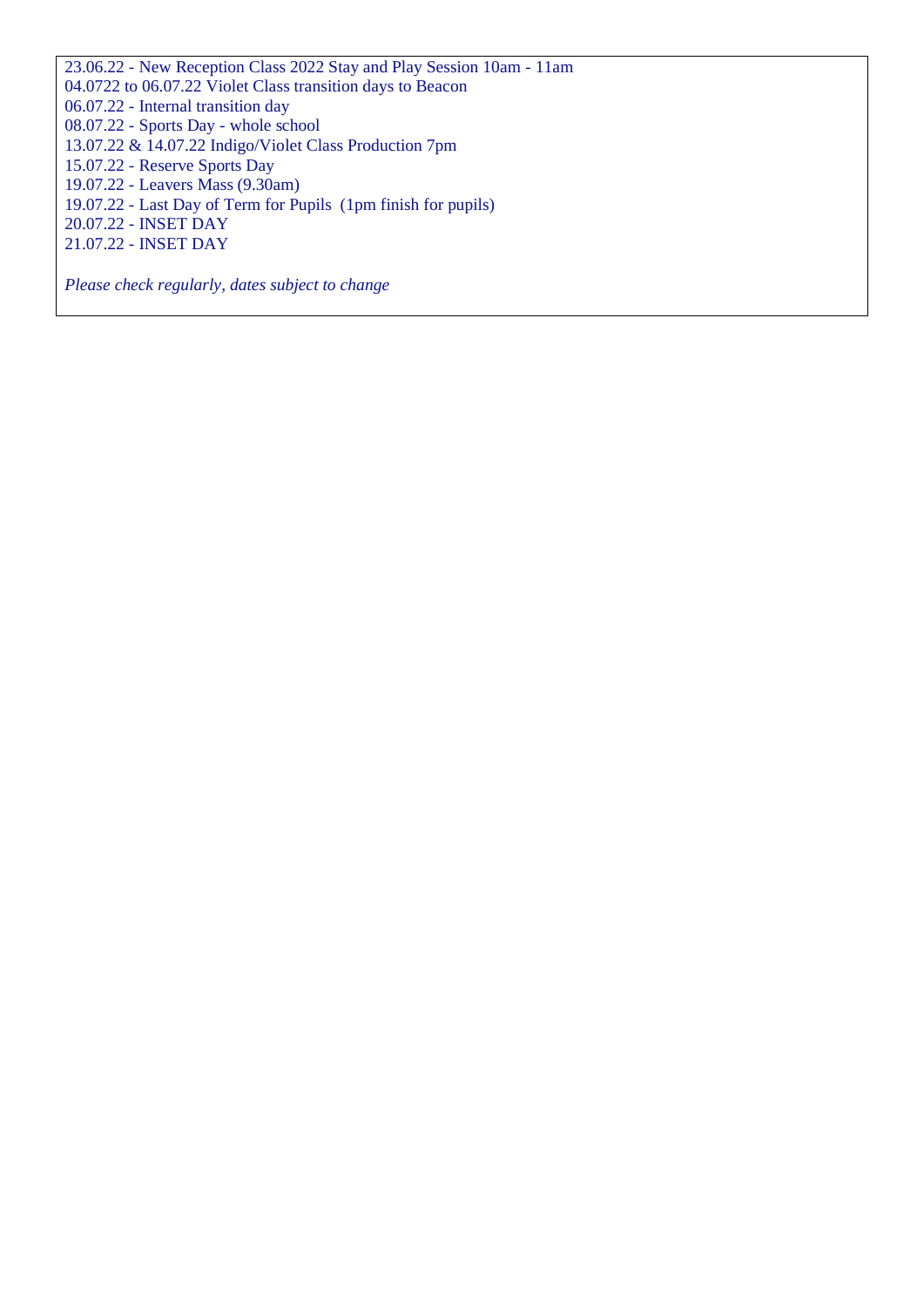23.06.22 - New Reception Class 2022 Stay and Play Session 10am - 11am
04.0722 to 06.07.22 Violet Class transition days to Beacon
06.07.22 - Internal transition day
08.07.22 - Sports Day - whole school
13.07.22 & 14.07.22 Indigo/Violet Class Production 7pm
15.07.22 - Reserve Sports Day
19.07.22 - Leavers Mass (9.30am)
19.07.22 - Last Day of Term for Pupils (1pm finish for pupils)
20.07.22 - INSET DAY
21.07.22 - INSET DAY

*Please check regularly, dates subject to change*